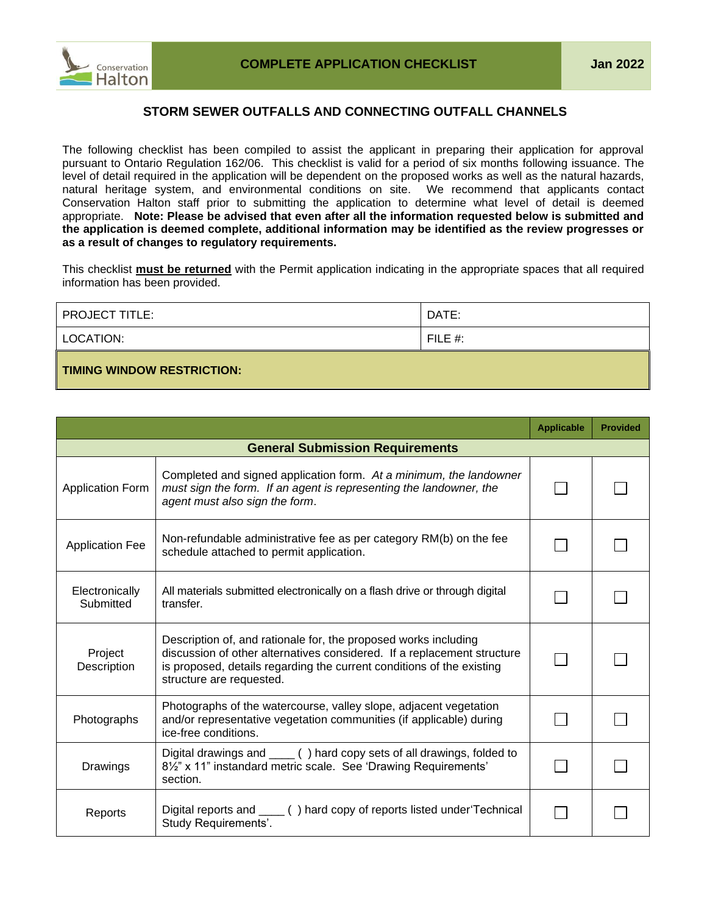# COMPLETE APPLICATION CHECKLIST

Jan 2022

## STORM SEWER OUTFALLS AND CONNECTING OUTFALL CHANNELS

The following checklist has been compiled to assist the applicant in preparing their application for approval pursuant to Ontario Regulation 162/06. This checklist is valid for a period of six months following issuance. The level of detail required in the application will be dependent on the proposed works as well as the natural hazards, natural heritage system, and environmental conditions on site. We recommend that applicants contact Conservation Halton staff prior to submitting the application to determine what level of detail is deemed appropriate. **Note: Please be advised that even after all the information requested below is submitted and the application is deemed complete, additional information may be identified as the review progresses or as a result of changes to regulatory requirements.**

This checklist **must be returned** with the Permit application indicating in the appropriate spaces that all required information has been provided.

| PROJECT TITLE: | DATE: |
|---|---|
| LOCATION: | FILE #: |
| **TIMING WINDOW RESTRICTION:** | |

| | | Applicable | Provided |
|---|---|---|---|
| **General Submission Requirements** | | | |
| Application Form | Completed and signed application form. *At a minimum, the landowner must sign the form. If an agent is representing the landowner, the agent must also sign the form*. | ☐ | ☐ |
| Application Fee | Non-refundable administrative fee as per category RM(b) on the fee schedule attached to permit application. | ☐ | ☐ |
| Electronically Submitted | All materials submitted electronically on a flash drive or through digital transfer. | ☐ | ☐ |
| Project Description | Description of, and rationale for, the proposed works including discussion of other alternatives considered. If a replacement structure is proposed, details regarding the current conditions of the existing structure are requested. | ☐ | ☐ |
| Photographs | Photographs of the watercourse, valley slope, adjacent vegetation and/or representative vegetation communities (if applicable) during ice-free conditions. | ☐ | ☐ |
| Drawings | Digital drawings and ____ ( ) hard copy sets of all drawings, folded to 8½" x 11" instandard metric scale. See 'Drawing Requirements' section. | ☐ | ☐ |
| Reports | Digital reports and ____ ( ) hard copy of reports listed under'Technical Study Requirements'. | ☐ | ☐ |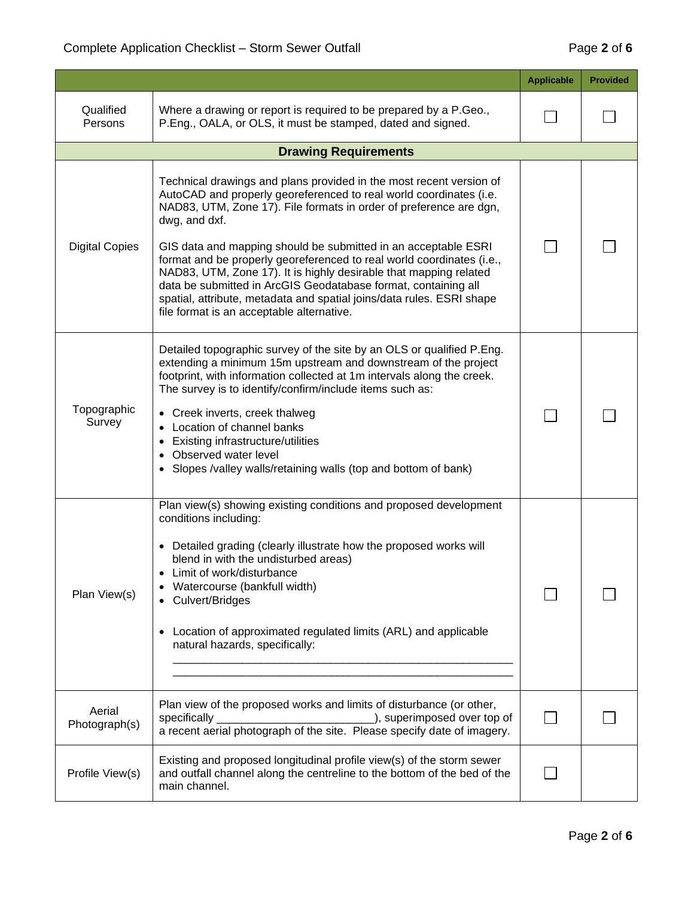| | | Applicable | Provided |
|---|---|---|---|
| Qualified Persons | Where a drawing or report is required to be prepared by a P.Geo., P.Eng., OALA, or OLS, it must be stamped, dated and signed. | ☐ | ☐ |
| **Drawing Requirements** | | | |
| Digital Copies | Technical drawings and plans provided in the most recent version of AutoCAD and properly georeferenced to real world coordinates (i.e. NAD83, UTM, Zone 17). File formats in order of preference are dgn, dwg, and dxf.<br><br>GIS data and mapping should be submitted in an acceptable ESRI format and be properly georeferenced to real world coordinates (i.e., NAD83, UTM, Zone 17). It is highly desirable that mapping related data be submitted in ArcGIS Geodatabase format, containing all spatial, attribute, metadata and spatial joins/data rules. ESRI shape file format is an acceptable alternative. | ☐ | ☐ |
| Topographic Survey | Detailed topographic survey of the site by an OLS or qualified P.Eng. extending a minimum 15m upstream and downstream of the project footprint, with information collected at 1m intervals along the creek. The survey is to identify/confirm/include items such as:<br>• Creek inverts, creek thalweg<br>• Location of channel banks<br>• Existing infrastructure/utilities<br>• Observed water level<br>• Slopes /valley walls/retaining walls (top and bottom of bank) | ☐ | ☐ |
| Plan View(s) | Plan view(s) showing existing conditions and proposed development conditions including:<br><br>• Detailed grading (clearly illustrate how the proposed works will blend in with the undisturbed areas)<br>• Limit of work/disturbance<br>• Watercourse (bankfull width)<br>• Culvert/Bridges<br><br>• Location of approximated regulated limits (ARL) and applicable natural hazards, specifically:<br>_______________________________________________<br>_______________________________________________ | ☐ | ☐ |
| Aerial Photograph(s) | Plan view of the proposed works and limits of disturbance (or other, specifically ________________________), superimposed over top of a recent aerial photograph of the site. Please specify date of imagery. | ☐ | ☐ |
| Profile View(s) | Existing and proposed longitudinal profile view(s) of the storm sewer and outfall channel along the centreline to the bottom of the bed of the main channel. | ☐ | |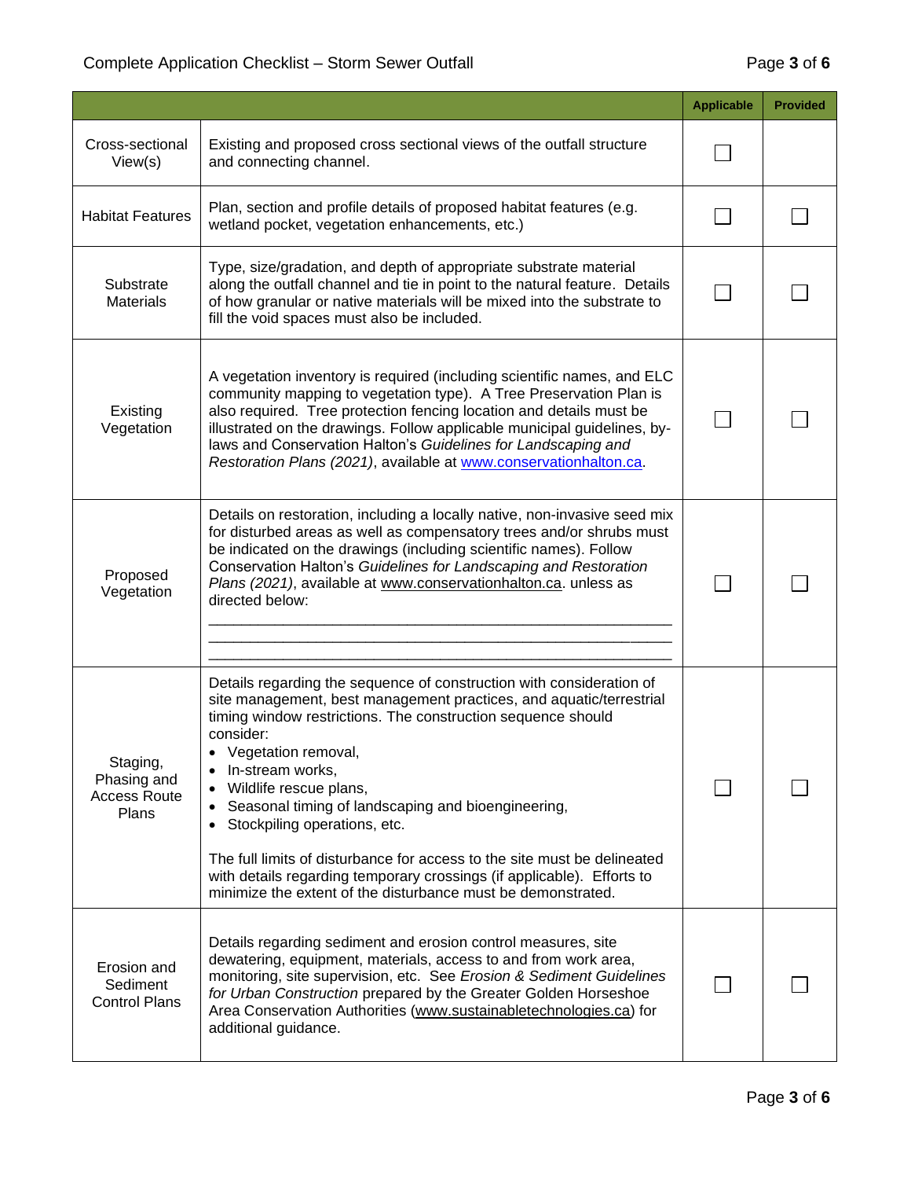| | | Applicable | Provided |
|---|---|---|---|
| Cross-sectional View(s) | Existing and proposed cross sectional views of the outfall structure and connecting channel. | ☐ | |
| Habitat Features | Plan, section and profile details of proposed habitat features (e.g. wetland pocket, vegetation enhancements, etc.) | ☐ | ☐ |
| Substrate Materials | Type, size/gradation, and depth of appropriate substrate material along the outfall channel and tie in point to the natural feature. Details of how granular or native materials will be mixed into the substrate to fill the void spaces must also be included. | ☐ | ☐ |
| Existing Vegetation | A vegetation inventory is required (including scientific names, and ELC community mapping to vegetation type). A Tree Preservation Plan is also required. Tree protection fencing location and details must be illustrated on the drawings. Follow applicable municipal guidelines, by-laws and Conservation Halton's *Guidelines for Landscaping and Restoration Plans (2021)*, available at www.conservationhalton.ca. | ☐ | ☐ |
| Proposed Vegetation | Details on restoration, including a locally native, non-invasive seed mix for disturbed areas as well as compensatory trees and/or shrubs must be indicated on the drawings (including scientific names). Follow Conservation Halton's *Guidelines for Landscaping and Restoration Plans (2021)*, available at www.conservationhalton.ca. unless as directed below: ________________________________________ ________________________________________ ________________________________________ | ☐ | ☐ |
| Staging, Phasing and Access Route Plans | Details regarding the sequence of construction with consideration of site management, best management practices, and aquatic/terrestrial timing window restrictions. The construction sequence should consider: <br>• Vegetation removal, <br>• In-stream works, <br>• Wildlife rescue plans, <br>• Seasonal timing of landscaping and bioengineering, <br>• Stockpiling operations, etc. <br><br>The full limits of disturbance for access to the site must be delineated with details regarding temporary crossings (if applicable). Efforts to minimize the extent of the disturbance must be demonstrated. | ☐ | ☐ |
| Erosion and Sediment Control Plans | Details regarding sediment and erosion control measures, site dewatering, equipment, materials, access to and from work area, monitoring, site supervision, etc. See *Erosion & Sediment Guidelines for Urban Construction* prepared by the Greater Golden Horseshoe Area Conservation Authorities (www.sustainabletechnologies.ca) for additional guidance. | ☐ | ☐ |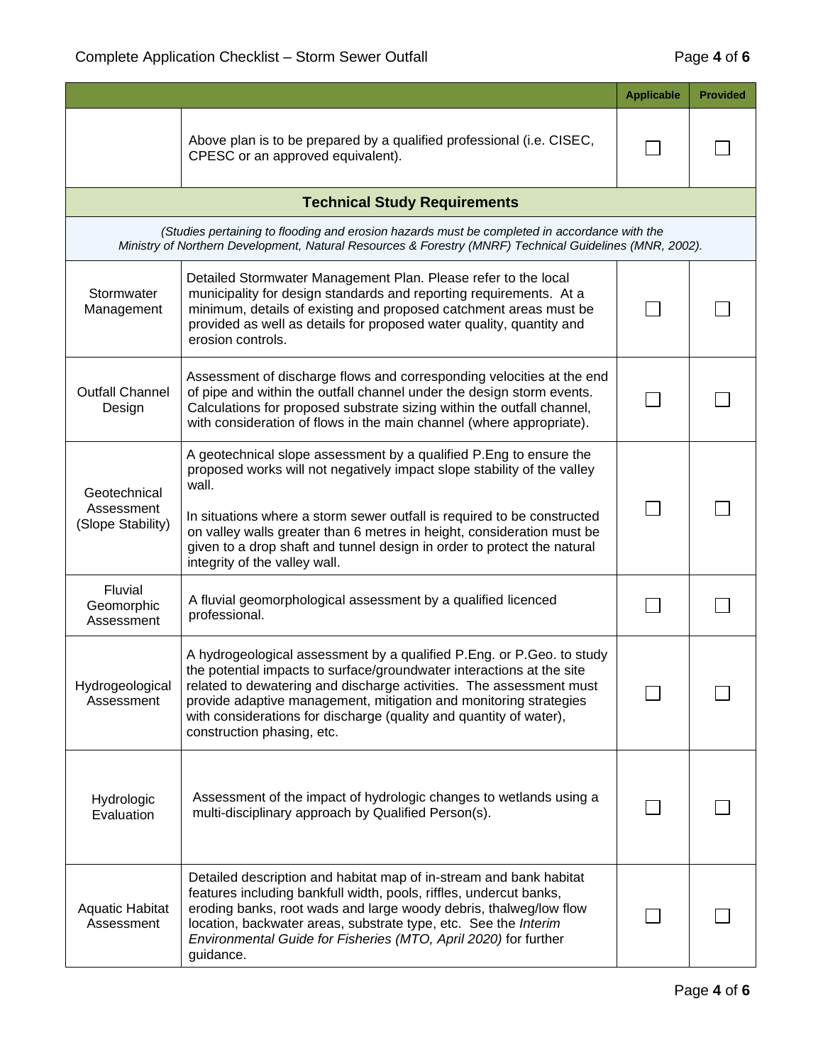| | | Applicable | Provided |
|---|---|---|---|
| | Above plan is to be prepared by a qualified professional (i.e. CISEC, CPESC or an approved equivalent). | ☐ | ☐ |
| **Technical Study Requirements** | | | |
| *(Studies pertaining to flooding and erosion hazards must be completed in accordance with the Ministry of Northern Development, Natural Resources & Forestry (MNRF) Technical Guidelines (MNR, 2002).* | | | |
| Stormwater Management | Detailed Stormwater Management Plan. Please refer to the local municipality for design standards and reporting requirements. At a minimum, details of existing and proposed catchment areas must be provided as well as details for proposed water quality, quantity and erosion controls. | ☐ | ☐ |
| Outfall Channel Design | Assessment of discharge flows and corresponding velocities at the end of pipe and within the outfall channel under the design storm events. Calculations for proposed substrate sizing within the outfall channel, with consideration of flows in the main channel (where appropriate). | ☐ | ☐ |
| Geotechnical Assessment (Slope Stability) | A geotechnical slope assessment by a qualified P.Eng to ensure the proposed works will not negatively impact slope stability of the valley wall.<br><br>In situations where a storm sewer outfall is required to be constructed on valley walls greater than 6 metres in height, consideration must be given to a drop shaft and tunnel design in order to protect the natural integrity of the valley wall. | ☐ | ☐ |
| Fluvial Geomorphic Assessment | A fluvial geomorphological assessment by a qualified licenced professional. | ☐ | ☐ |
| Hydrogeological Assessment | A hydrogeological assessment by a qualified P.Eng. or P.Geo. to study the potential impacts to surface/groundwater interactions at the site related to dewatering and discharge activities. The assessment must provide adaptive management, mitigation and monitoring strategies with considerations for discharge (quality and quantity of water), construction phasing, etc. | ☐ | ☐ |
| Hydrologic Evaluation | Assessment of the impact of hydrologic changes to wetlands using a multi-disciplinary approach by Qualified Person(s). | ☐ | ☐ |
| Aquatic Habitat Assessment | Detailed description and habitat map of in-stream and bank habitat features including bankfull width, pools, riffles, undercut banks, eroding banks, root wads and large woody debris, thalweg/low flow location, backwater areas, substrate type, etc. See the *Interim Environmental Guide for Fisheries (MTO, April 2020)* for further guidance. | ☐ | ☐ |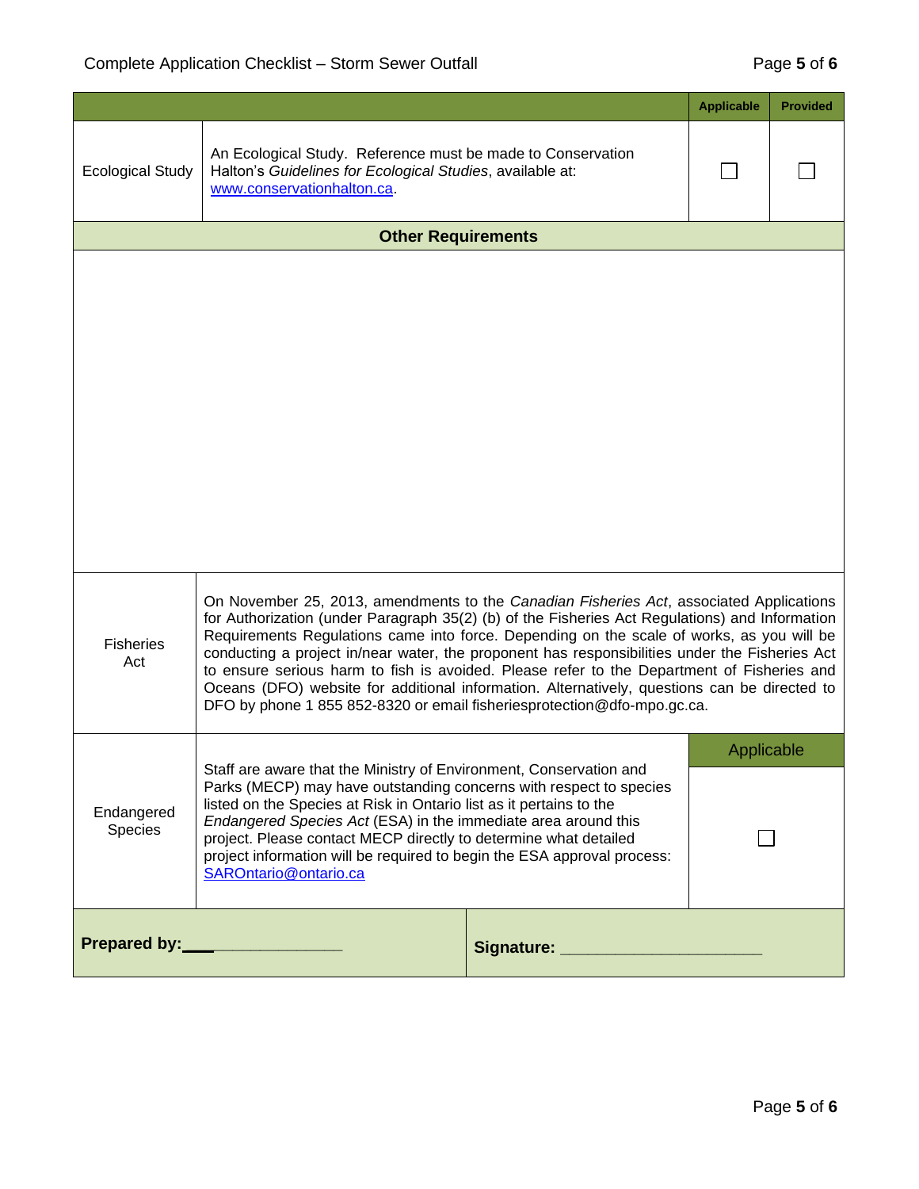| | | Applicable | Provided |
|---|---|---|---|
| Ecological Study | An Ecological Study. Reference must be made to Conservation Halton's *Guidelines for Ecological Studies*, available at: [www.conservationhalton.ca](http://www.conservationhalton.ca). | ☐ | ☐ |

**Other Requirements**

| | | |
|---|---|---|
| Fisheries Act | On November 25, 2013, amendments to the *Canadian Fisheries Act*, associated Applications for Authorization (under Paragraph 35(2) (b) of the Fisheries Act Regulations) and Information Requirements Regulations came into force. Depending on the scale of works, as you will be conducting a project in/near water, the proponent has responsibilities under the Fisheries Act to ensure serious harm to fish is avoided. Please refer to the Department of Fisheries and Oceans (DFO) website for additional information. Alternatively, questions can be directed to DFO by phone 1 855 852-8320 or email fisheriesprotection@dfo-mpo.gc.ca. | |
| | | **Applicable** |
| Endangered Species | Staff are aware that the Ministry of Environment, Conservation and Parks (MECP) may have outstanding concerns with respect to species listed on the Species at Risk in Ontario list as it pertains to the *Endangered Species Act* (ESA) in the immediate area around this project. Please contact MECP directly to determine what detailed project information will be required to begin the ESA approval process: [SAROntario@ontario.ca](mailto:SAROntario@ontario.ca) | ☐ |

**Prepared by:** ________________ **Signature:** ______________________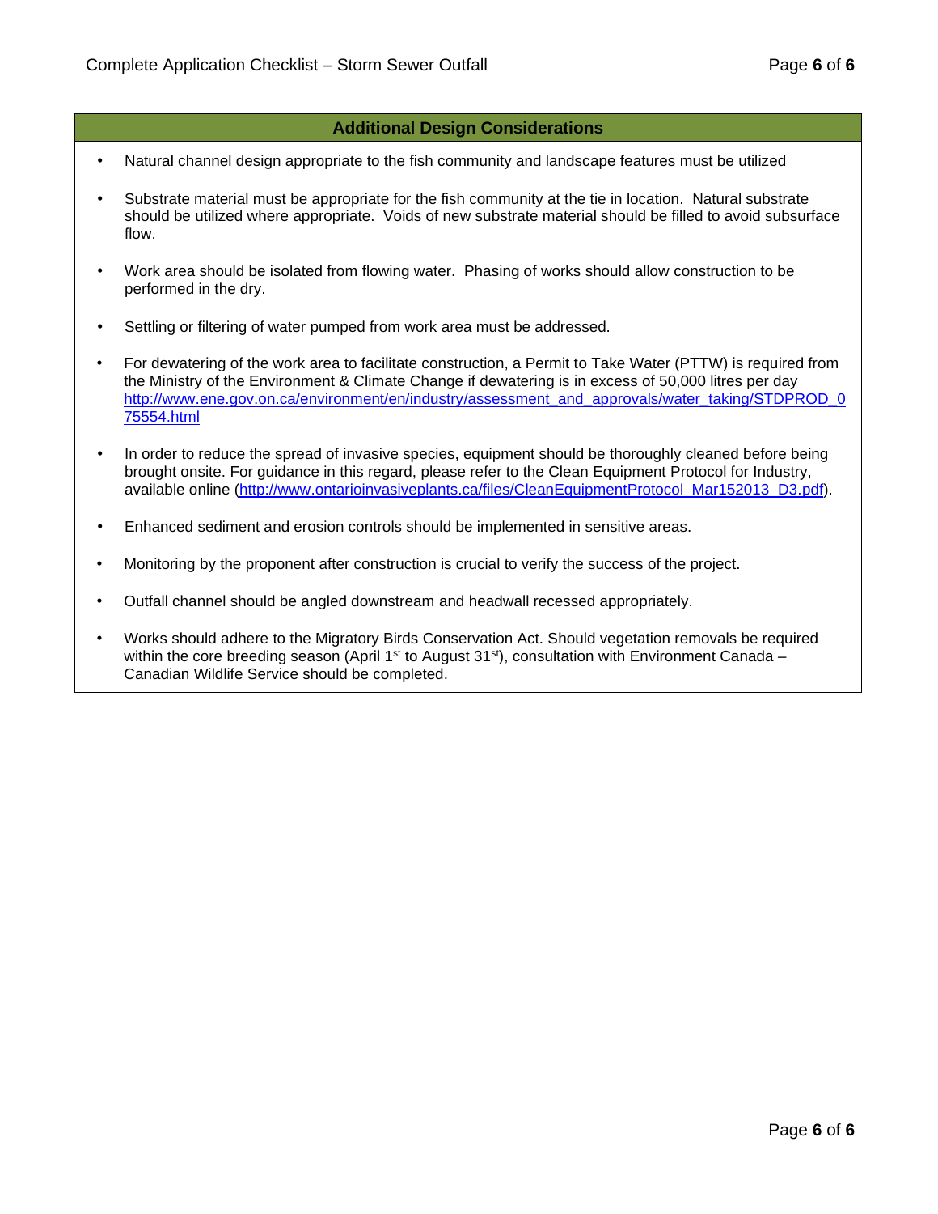## Additional Design Considerations

- Natural channel design appropriate to the fish community and landscape features must be utilized
- Substrate material must be appropriate for the fish community at the tie in location. Natural substrate should be utilized where appropriate. Voids of new substrate material should be filled to avoid subsurface flow.
- Work area should be isolated from flowing water. Phasing of works should allow construction to be performed in the dry.
- Settling or filtering of water pumped from work area must be addressed.
- For dewatering of the work area to facilitate construction, a Permit to Take Water (PTTW) is required from the Ministry of the Environment & Climate Change if dewatering is in excess of 50,000 litres per day [http://www.ene.gov.on.ca/environment/en/industry/assessment_and_approvals/water_taking/STDPROD_075554.html](http://www.ene.gov.on.ca/environment/en/industry/assessment_and_approvals/water_taking/STDPROD_075554.html)
- In order to reduce the spread of invasive species, equipment should be thoroughly cleaned before being brought onsite. For guidance in this regard, please refer to the Clean Equipment Protocol for Industry, available online ([http://www.ontarioinvasiveplants.ca/files/CleanEquipmentProtocol_Mar152013_D3.pdf](http://www.ontarioinvasiveplants.ca/files/CleanEquipmentProtocol_Mar152013_D3.pdf)).
- Enhanced sediment and erosion controls should be implemented in sensitive areas.
- Monitoring by the proponent after construction is crucial to verify the success of the project.
- Outfall channel should be angled downstream and headwall recessed appropriately.
- Works should adhere to the Migratory Birds Conservation Act. Should vegetation removals be required within the core breeding season (April 1st to August 31st), consultation with Environment Canada – Canadian Wildlife Service should be completed.